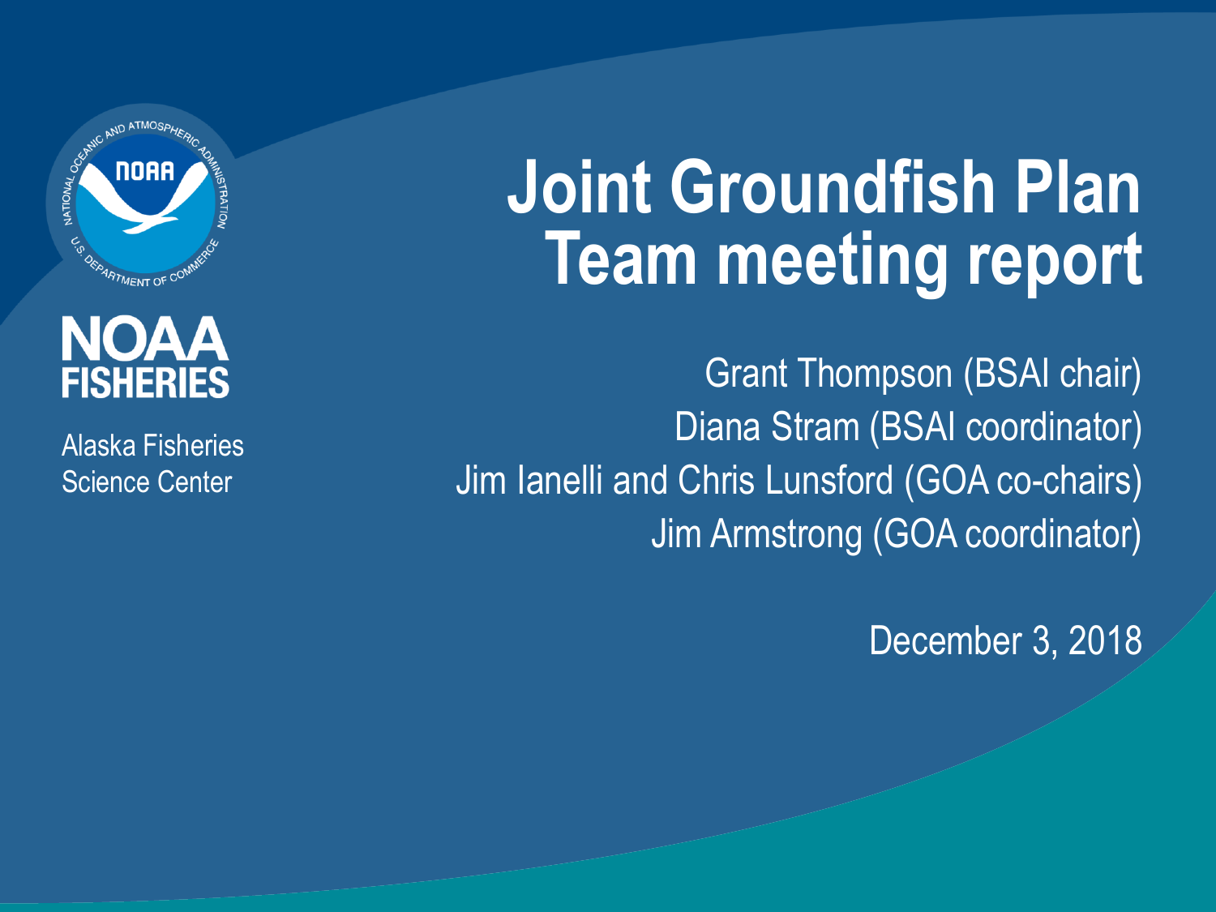NOAA FISHERIES

Alaska Fisheries Science Center

# Joint Groundfish Plan Team meeting report

Grant Thompson (BSAI chair)
Diana Stram (BSAI coordinator)
Jim Ianelli and Chris Lunsford (GOA co-chairs)
Jim Armstrong (GOA coordinator)

December 3, 2018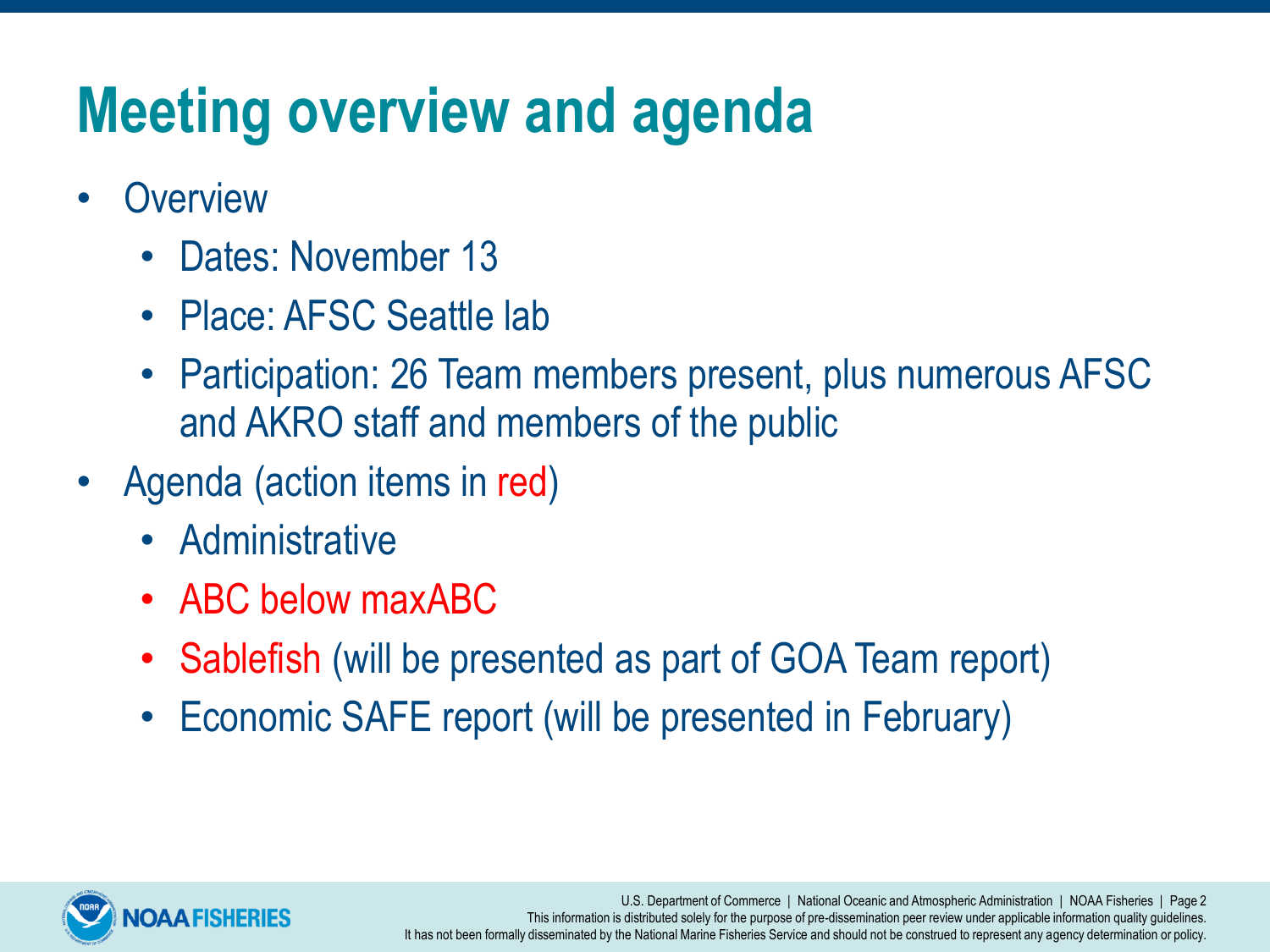# Meeting overview and agenda

- Overview
  - Dates: November 13
  - Place: AFSC Seattle lab
  - Participation: 26 Team members present, plus numerous AFSC and AKRO staff and members of the public
- Agenda (action items in red)
  - Administrative
  - ABC below maxABC
  - Sablefish (will be presented as part of GOA Team report)
  - Economic SAFE report (will be presented in February)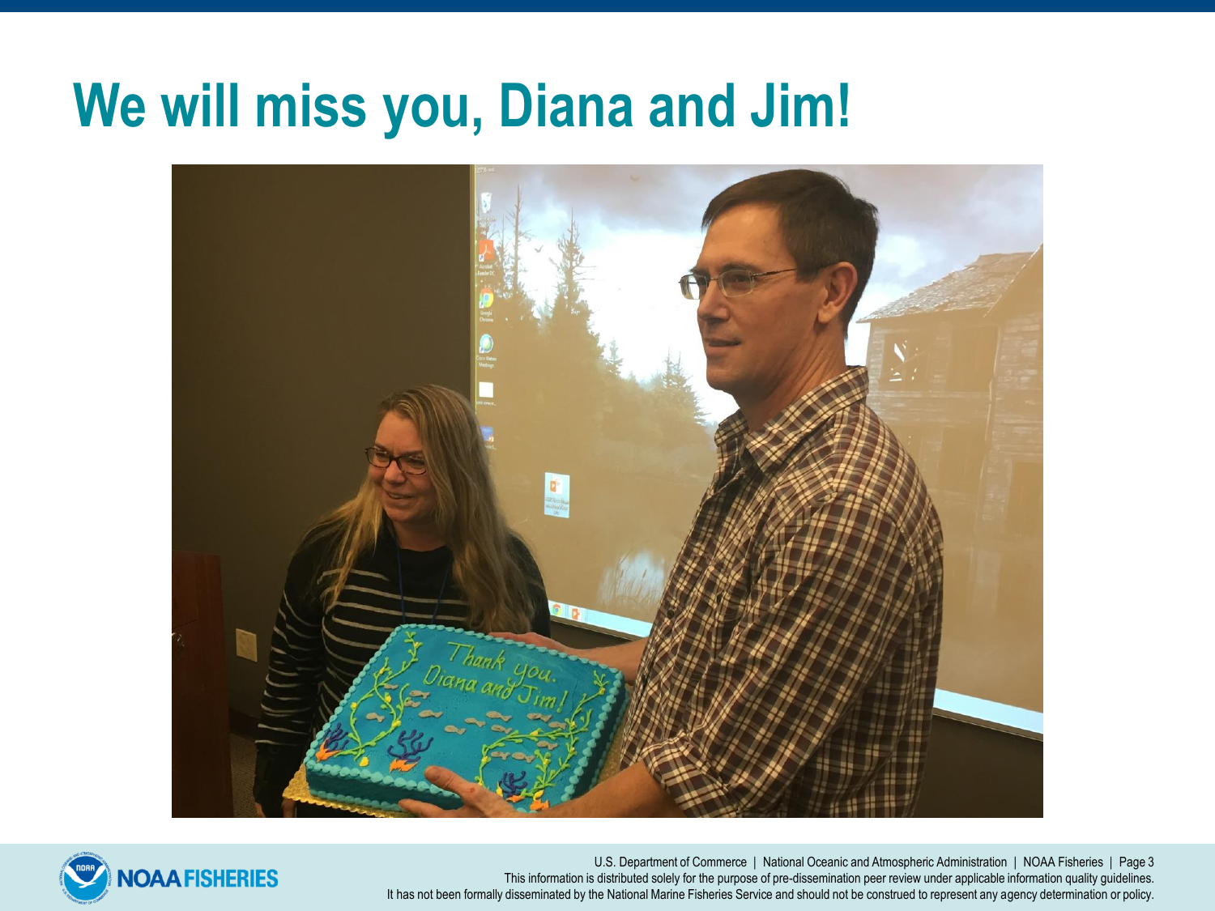# We will miss you, Diana and Jim!

U.S. Department of Commerce | National Oceanic and Atmospheric Administration | NOAA Fisheries

This information is distributed solely for the purpose of pre-dissemination peer review under applicable information quality guidelines. It has not been formally disseminated by the National Marine Fisheries Service and should not be construed to represent any agency determination or policy.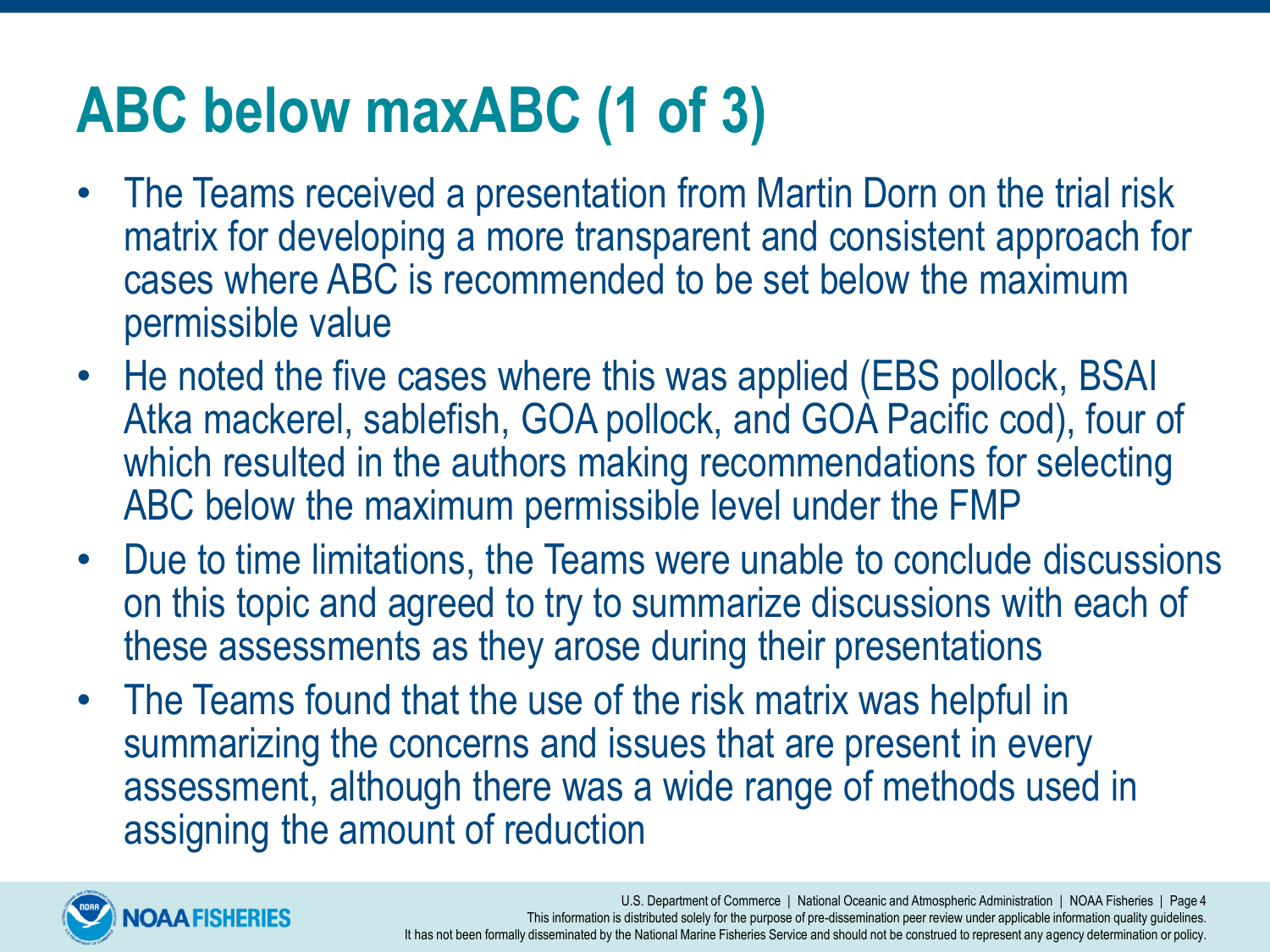# ABC below maxABC (1 of 3)

- The Teams received a presentation from Martin Dorn on the trial risk matrix for developing a more transparent and consistent approach for cases where ABC is recommended to be set below the maximum permissible value
- He noted the five cases where this was applied (EBS pollock, BSAI Atka mackerel, sablefish, GOA pollock, and GOA Pacific cod), four of which resulted in the authors making recommendations for selecting ABC below the maximum permissible level under the FMP
- Due to time limitations, the Teams were unable to conclude discussions on this topic and agreed to try to summarize discussions with each of these assessments as they arose during their presentations
- The Teams found that the use of the risk matrix was helpful in summarizing the concerns and issues that are present in every assessment, although there was a wide range of methods used in assigning the amount of reduction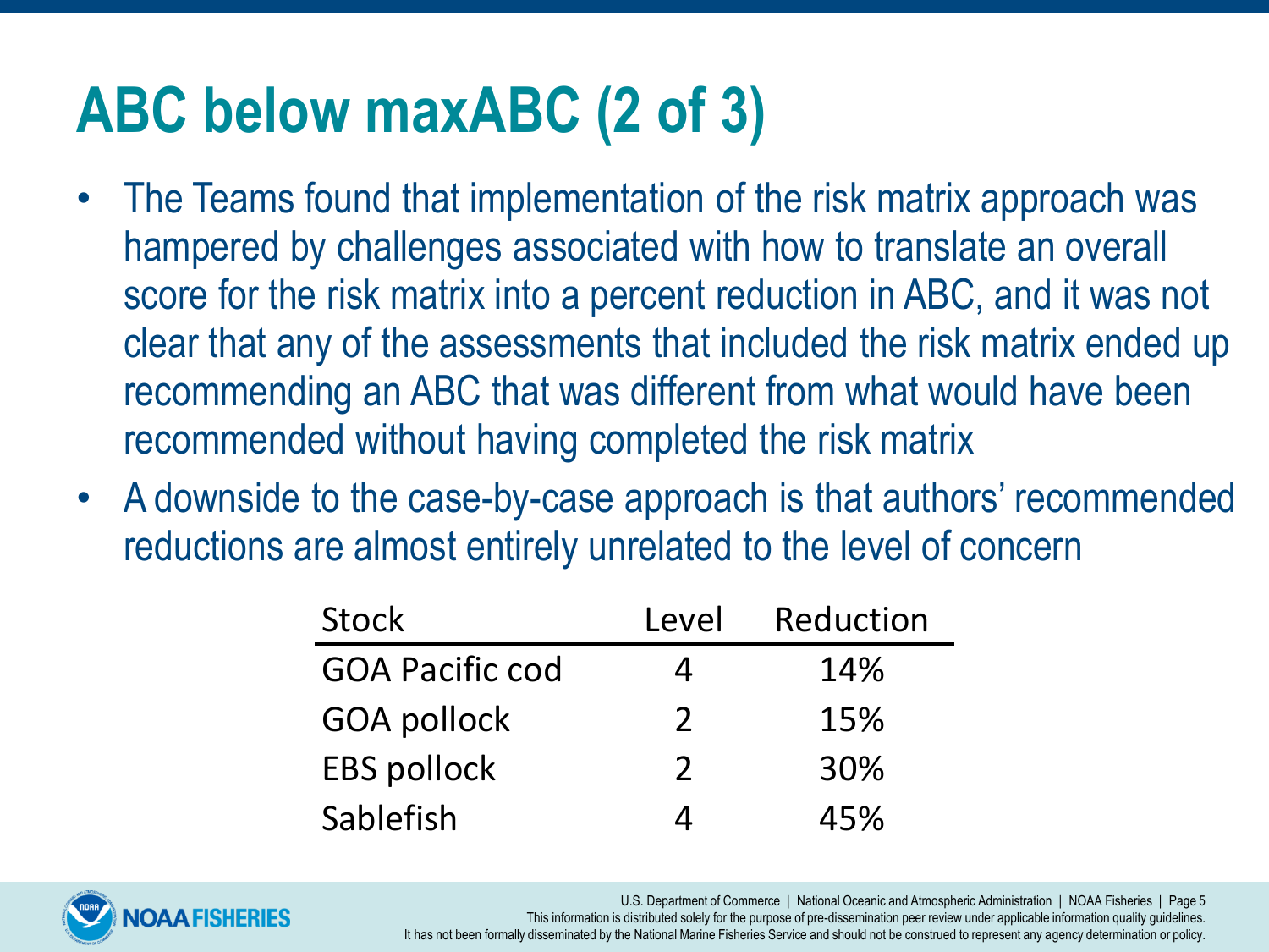# ABC below maxABC (2 of 3)

- The Teams found that implementation of the risk matrix approach was hampered by challenges associated with how to translate an overall score for the risk matrix into a percent reduction in ABC, and it was not clear that any of the assessments that included the risk matrix ended up recommending an ABC that was different from what would have been recommended without having completed the risk matrix
- A downside to the case-by-case approach is that authors' recommended reductions are almost entirely unrelated to the level of concern

| Stock | Level | Reduction |
|---|---|---|
| GOA Pacific cod | 4 | 14% |
| GOA pollock | 2 | 15% |
| EBS pollock | 2 | 30% |
| Sablefish | 4 | 45% |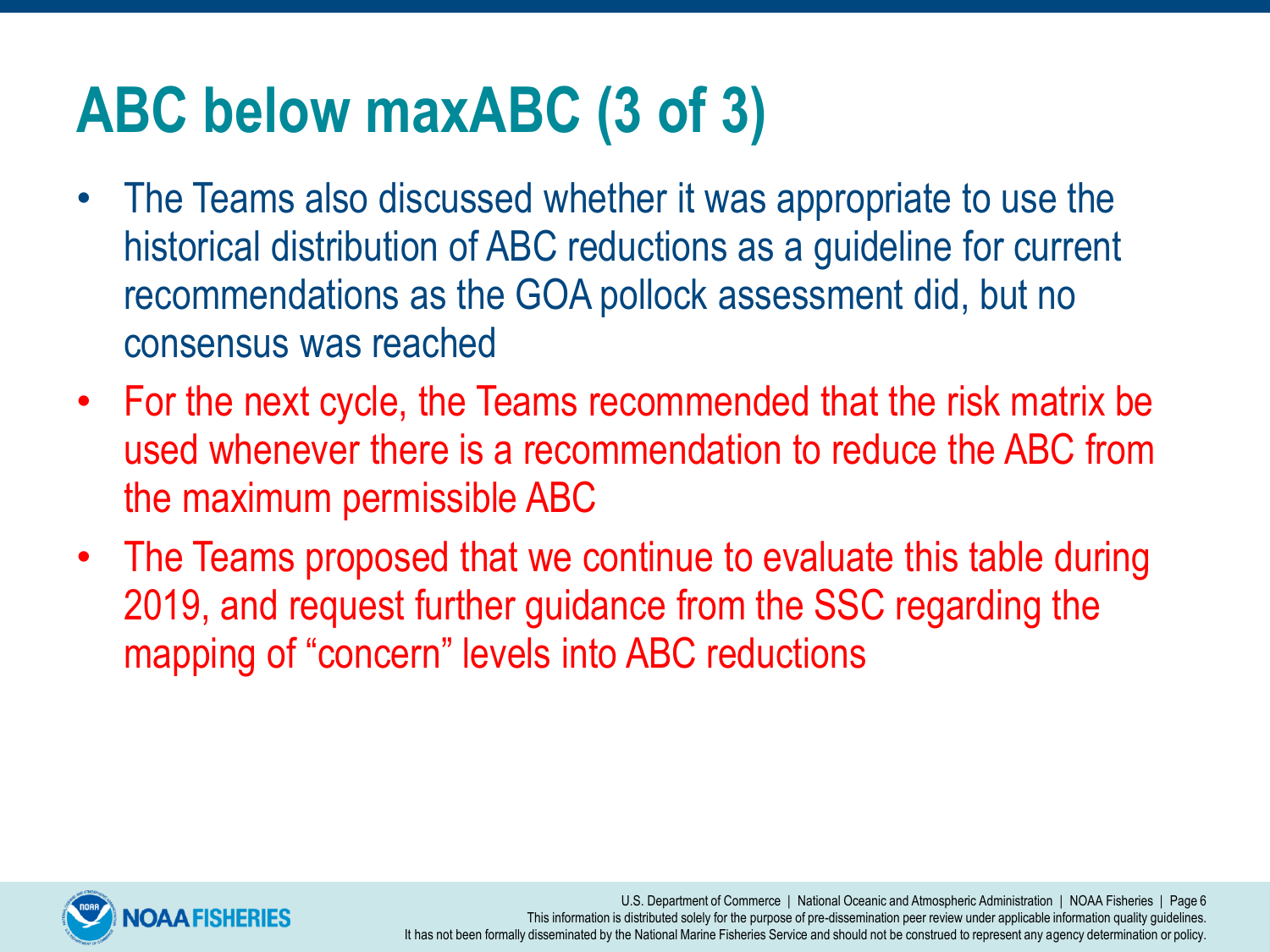# ABC below maxABC (3 of 3)

- The Teams also discussed whether it was appropriate to use the historical distribution of ABC reductions as a guideline for current recommendations as the GOA pollock assessment did, but no consensus was reached
- For the next cycle, the Teams recommended that the risk matrix be used whenever there is a recommendation to reduce the ABC from the maximum permissible ABC
- The Teams proposed that we continue to evaluate this table during 2019, and request further guidance from the SSC regarding the mapping of “concern” levels into ABC reductions